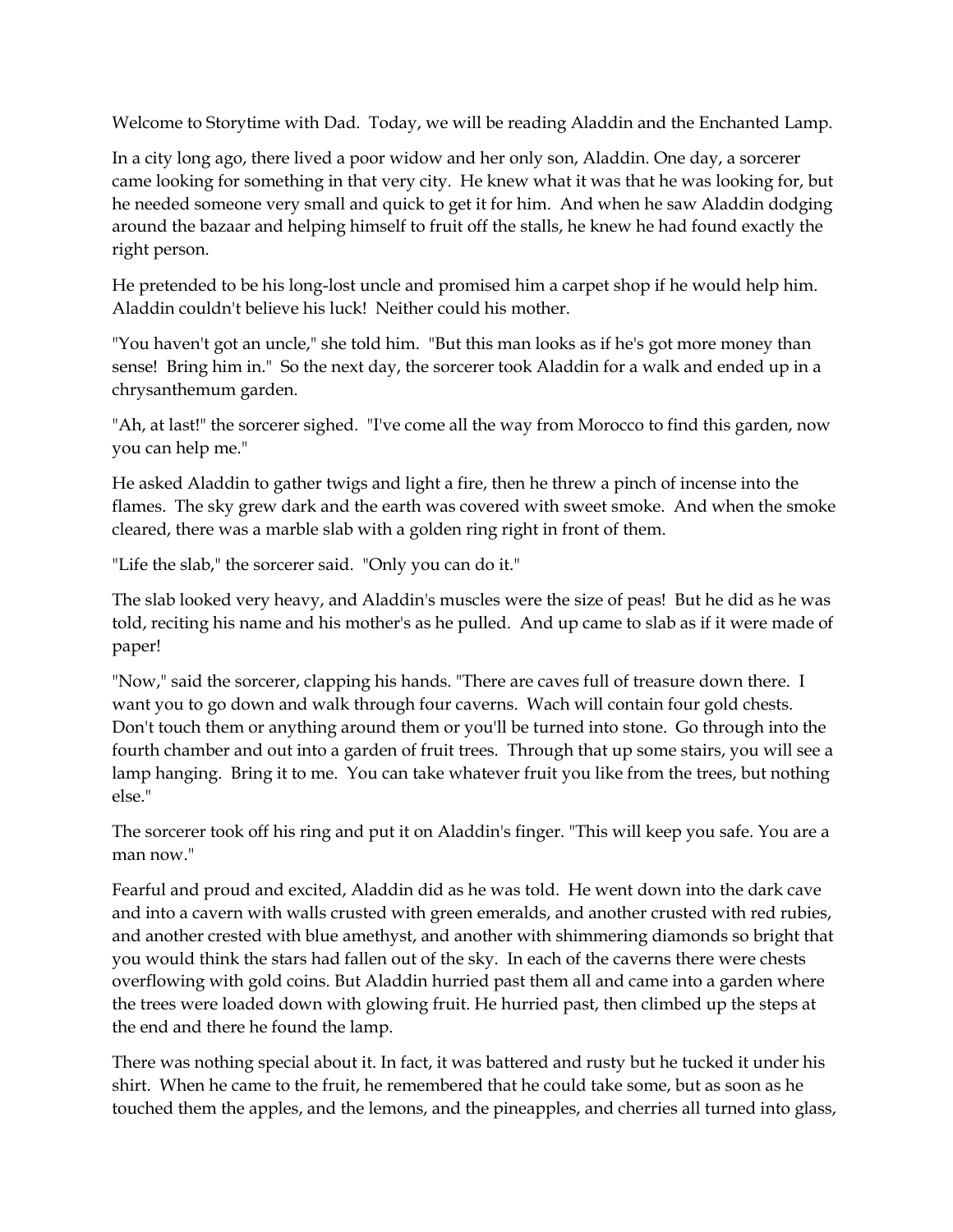Welcome to Storytime with Dad. Today, we will be reading Aladdin and the Enchanted Lamp.

In a city long ago, there lived a poor widow and her only son, Aladdin. One day, a sorcerer came looking for something in that very city. He knew what it was that he was looking for, but he needed someone very small and quick to get it for him. And when he saw Aladdin dodging around the bazaar and helping himself to fruit off the stalls, he knew he had found exactly the right person.

He pretended to be his long-lost uncle and promised him a carpet shop if he would help him. Aladdin couldn't believe his luck! Neither could his mother.

"You haven't got an uncle," she told him. "But this man looks as if he's got more money than sense! Bring him in." So the next day, the sorcerer took Aladdin for a walk and ended up in a chrysanthemum garden.

"Ah, at last!" the sorcerer sighed. "I've come all the way from Morocco to find this garden, now you can help me."

He asked Aladdin to gather twigs and light a fire, then he threw a pinch of incense into the flames. The sky grew dark and the earth was covered with sweet smoke. And when the smoke cleared, there was a marble slab with a golden ring right in front of them.

"Life the slab," the sorcerer said. "Only you can do it."

The slab looked very heavy, and Aladdin's muscles were the size of peas! But he did as he was told, reciting his name and his mother's as he pulled. And up came to slab as if it were made of paper!

"Now," said the sorcerer, clapping his hands. "There are caves full of treasure down there. I want you to go down and walk through four caverns. Wach will contain four gold chests. Don't touch them or anything around them or you'll be turned into stone. Go through into the fourth chamber and out into a garden of fruit trees. Through that up some stairs, you will see a lamp hanging. Bring it to me. You can take whatever fruit you like from the trees, but nothing else."

The sorcerer took off his ring and put it on Aladdin's finger. "This will keep you safe. You are a man now."

Fearful and proud and excited, Aladdin did as he was told. He went down into the dark cave and into a cavern with walls crusted with green emeralds, and another crusted with red rubies, and another crested with blue amethyst, and another with shimmering diamonds so bright that you would think the stars had fallen out of the sky. In each of the caverns there were chests overflowing with gold coins. But Aladdin hurried past them all and came into a garden where the trees were loaded down with glowing fruit. He hurried past, then climbed up the steps at the end and there he found the lamp.

There was nothing special about it. In fact, it was battered and rusty but he tucked it under his shirt. When he came to the fruit, he remembered that he could take some, but as soon as he touched them the apples, and the lemons, and the pineapples, and cherries all turned into glass,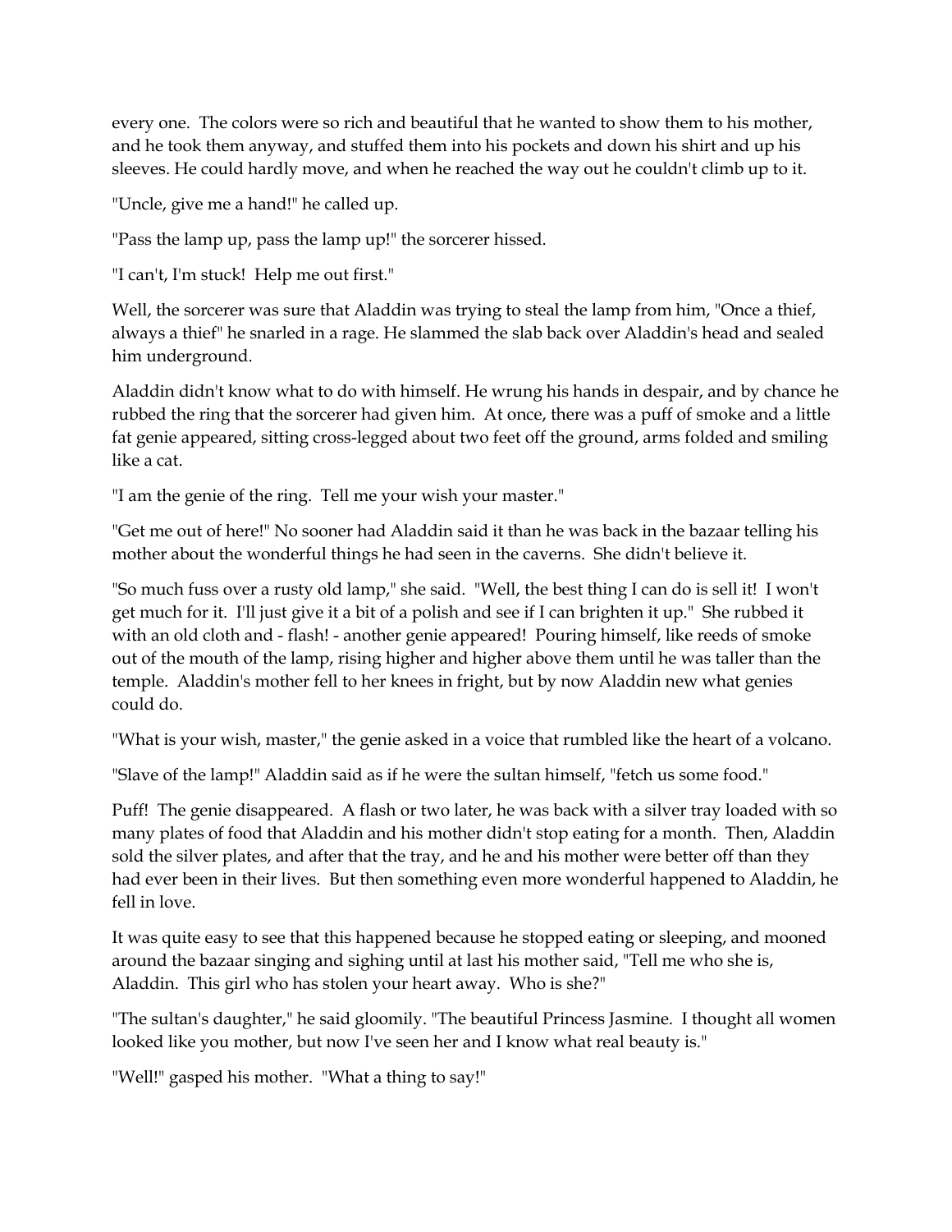every one. The colors were so rich and beautiful that he wanted to show them to his mother, and he took them anyway, and stuffed them into his pockets and down his shirt and up his sleeves. He could hardly move, and when he reached the way out he couldn't climb up to it.

"Uncle, give me a hand!" he called up.

"Pass the lamp up, pass the lamp up!" the sorcerer hissed.

"I can't, I'm stuck! Help me out first."

Well, the sorcerer was sure that Aladdin was trying to steal the lamp from him, "Once a thief, always a thief" he snarled in a rage. He slammed the slab back over Aladdin's head and sealed him underground.

Aladdin didn't know what to do with himself. He wrung his hands in despair, and by chance he rubbed the ring that the sorcerer had given him. At once, there was a puff of smoke and a little fat genie appeared, sitting cross-legged about two feet off the ground, arms folded and smiling like a cat.

"I am the genie of the ring. Tell me your wish your master."

"Get me out of here!" No sooner had Aladdin said it than he was back in the bazaar telling his mother about the wonderful things he had seen in the caverns. She didn't believe it.

"So much fuss over a rusty old lamp," she said. "Well, the best thing I can do is sell it! I won't get much for it. I'll just give it a bit of a polish and see if I can brighten it up." She rubbed it with an old cloth and - flash! - another genie appeared! Pouring himself, like reeds of smoke out of the mouth of the lamp, rising higher and higher above them until he was taller than the temple. Aladdin's mother fell to her knees in fright, but by now Aladdin new what genies could do.

"What is your wish, master," the genie asked in a voice that rumbled like the heart of a volcano.

"Slave of the lamp!" Aladdin said as if he were the sultan himself, "fetch us some food."

Puff! The genie disappeared. A flash or two later, he was back with a silver tray loaded with so many plates of food that Aladdin and his mother didn't stop eating for a month. Then, Aladdin sold the silver plates, and after that the tray, and he and his mother were better off than they had ever been in their lives. But then something even more wonderful happened to Aladdin, he fell in love.

It was quite easy to see that this happened because he stopped eating or sleeping, and mooned around the bazaar singing and sighing until at last his mother said, "Tell me who she is, Aladdin. This girl who has stolen your heart away. Who is she?"

"The sultan's daughter," he said gloomily. "The beautiful Princess Jasmine. I thought all women looked like you mother, but now I've seen her and I know what real beauty is."

"Well!" gasped his mother. "What a thing to say!"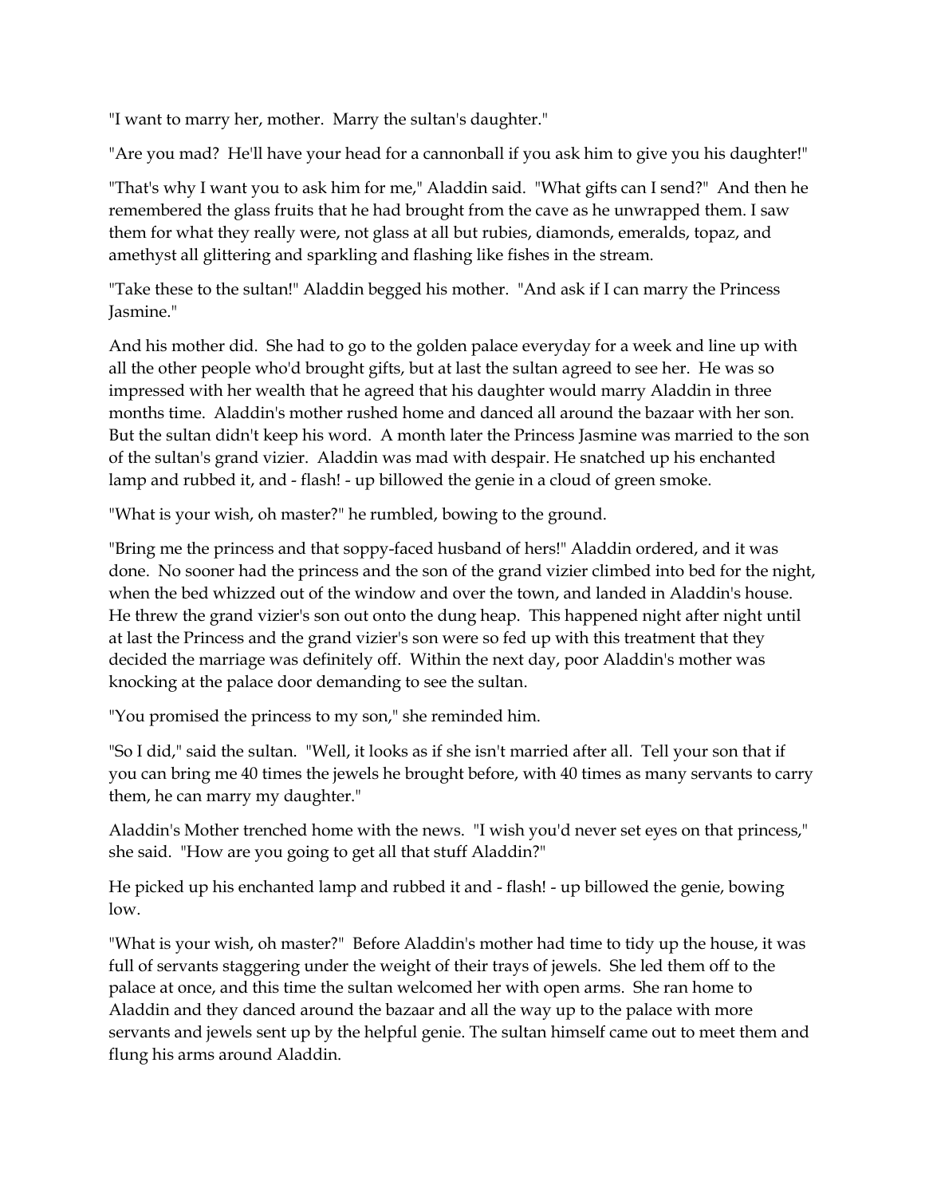"I want to marry her, mother. Marry the sultan's daughter."

"Are you mad? He'll have your head for a cannonball if you ask him to give you his daughter!"

"That's why I want you to ask him for me," Aladdin said. "What gifts can I send?" And then he remembered the glass fruits that he had brought from the cave as he unwrapped them. I saw them for what they really were, not glass at all but rubies, diamonds, emeralds, topaz, and amethyst all glittering and sparkling and flashing like fishes in the stream.

"Take these to the sultan!" Aladdin begged his mother. "And ask if I can marry the Princess Jasmine."

And his mother did. She had to go to the golden palace everyday for a week and line up with all the other people who'd brought gifts, but at last the sultan agreed to see her. He was so impressed with her wealth that he agreed that his daughter would marry Aladdin in three months time. Aladdin's mother rushed home and danced all around the bazaar with her son. But the sultan didn't keep his word. A month later the Princess Jasmine was married to the son of the sultan's grand vizier. Aladdin was mad with despair. He snatched up his enchanted lamp and rubbed it, and - flash! - up billowed the genie in a cloud of green smoke.

"What is your wish, oh master?" he rumbled, bowing to the ground.

"Bring me the princess and that soppy-faced husband of hers!" Aladdin ordered, and it was done. No sooner had the princess and the son of the grand vizier climbed into bed for the night, when the bed whizzed out of the window and over the town, and landed in Aladdin's house. He threw the grand vizier's son out onto the dung heap. This happened night after night until at last the Princess and the grand vizier's son were so fed up with this treatment that they decided the marriage was definitely off. Within the next day, poor Aladdin's mother was knocking at the palace door demanding to see the sultan.

"You promised the princess to my son," she reminded him.

"So I did," said the sultan. "Well, it looks as if she isn't married after all. Tell your son that if you can bring me 40 times the jewels he brought before, with 40 times as many servants to carry them, he can marry my daughter."

Aladdin's Mother trenched home with the news. "I wish you'd never set eyes on that princess," she said. "How are you going to get all that stuff Aladdin?"

He picked up his enchanted lamp and rubbed it and - flash! - up billowed the genie, bowing low.

"What is your wish, oh master?" Before Aladdin's mother had time to tidy up the house, it was full of servants staggering under the weight of their trays of jewels. She led them off to the palace at once, and this time the sultan welcomed her with open arms. She ran home to Aladdin and they danced around the bazaar and all the way up to the palace with more servants and jewels sent up by the helpful genie. The sultan himself came out to meet them and flung his arms around Aladdin.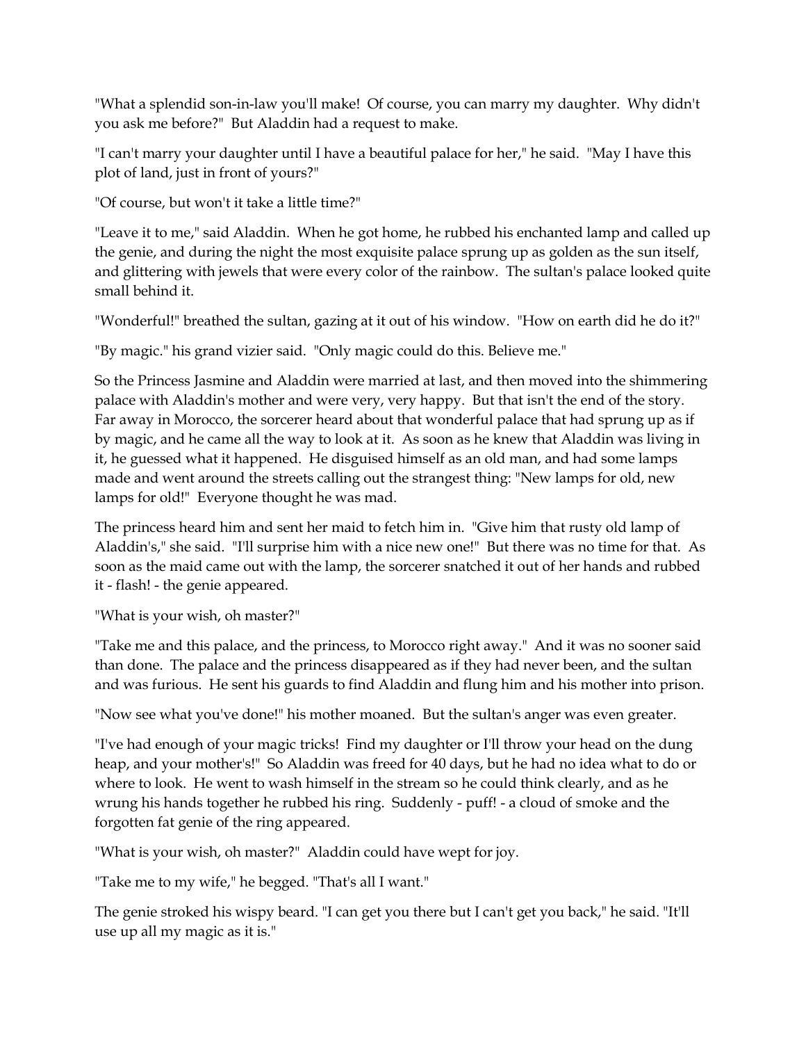"What a splendid son-in-law you'll make! Of course, you can marry my daughter. Why didn't you ask me before?" But Aladdin had a request to make.

"I can't marry your daughter until I have a beautiful palace for her," he said. "May I have this plot of land, just in front of yours?"

"Of course, but won't it take a little time?"

"Leave it to me," said Aladdin. When he got home, he rubbed his enchanted lamp and called up the genie, and during the night the most exquisite palace sprung up as golden as the sun itself, and glittering with jewels that were every color of the rainbow. The sultan's palace looked quite small behind it.

"Wonderful!" breathed the sultan, gazing at it out of his window. "How on earth did he do it?"

"By magic." his grand vizier said. "Only magic could do this. Believe me."

So the Princess Jasmine and Aladdin were married at last, and then moved into the shimmering palace with Aladdin's mother and were very, very happy. But that isn't the end of the story. Far away in Morocco, the sorcerer heard about that wonderful palace that had sprung up as if by magic, and he came all the way to look at it. As soon as he knew that Aladdin was living in it, he guessed what it happened. He disguised himself as an old man, and had some lamps made and went around the streets calling out the strangest thing: "New lamps for old, new lamps for old!" Everyone thought he was mad.

The princess heard him and sent her maid to fetch him in. "Give him that rusty old lamp of Aladdin's," she said. "I'll surprise him with a nice new one!" But there was no time for that. As soon as the maid came out with the lamp, the sorcerer snatched it out of her hands and rubbed it - flash! - the genie appeared.

"What is your wish, oh master?"

"Take me and this palace, and the princess, to Morocco right away." And it was no sooner said than done. The palace and the princess disappeared as if they had never been, and the sultan and was furious. He sent his guards to find Aladdin and flung him and his mother into prison.

"Now see what you've done!" his mother moaned. But the sultan's anger was even greater.

"I've had enough of your magic tricks! Find my daughter or I'll throw your head on the dung heap, and your mother's!" So Aladdin was freed for 40 days, but he had no idea what to do or where to look. He went to wash himself in the stream so he could think clearly, and as he wrung his hands together he rubbed his ring. Suddenly - puff! - a cloud of smoke and the forgotten fat genie of the ring appeared.

"What is your wish, oh master?" Aladdin could have wept for joy.

"Take me to my wife," he begged. "That's all I want."

The genie stroked his wispy beard. "I can get you there but I can't get you back," he said. "It'll use up all my magic as it is."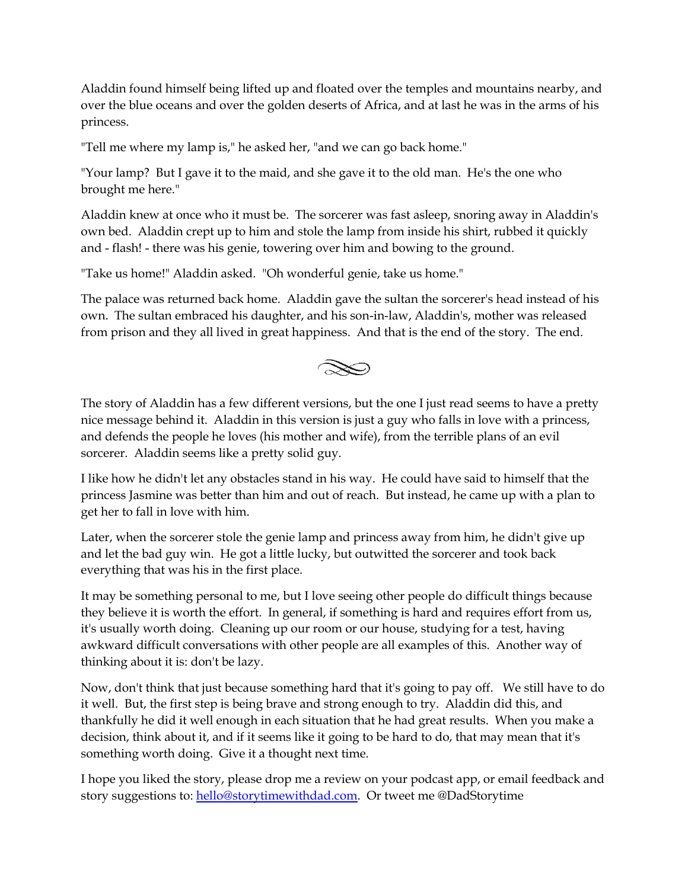Aladdin found himself being lifted up and floated over the temples and mountains nearby, and over the blue oceans and over the golden deserts of Africa, and at last he was in the arms of his princess.

"Tell me where my lamp is," he asked her, "and we can go back home."

"Your lamp? But I gave it to the maid, and she gave it to the old man. He's the one who brought me here."

Aladdin knew at once who it must be. The sorcerer was fast asleep, snoring away in Aladdin's own bed. Aladdin crept up to him and stole the lamp from inside his shirt, rubbed it quickly and - flash! - there was his genie, towering over him and bowing to the ground.

"Take us home!" Aladdin asked. "Oh wonderful genie, take us home."

The palace was returned back home. Aladdin gave the sultan the sorcerer's head instead of his own. The sultan embraced his daughter, and his son-in-law, Aladdin's, mother was released from prison and they all lived in great happiness. And that is the end of the story. The end.

The story of Aladdin has a few different versions, but the one I just read seems to have a pretty nice message behind it. Aladdin in this version is just a guy who falls in love with a princess, and defends the people he loves (his mother and wife), from the terrible plans of an evil sorcerer. Aladdin seems like a pretty solid guy.

I like how he didn't let any obstacles stand in his way. He could have said to himself that the princess Jasmine was better than him and out of reach. But instead, he came up with a plan to get her to fall in love with him.

Later, when the sorcerer stole the genie lamp and princess away from him, he didn't give up and let the bad guy win. He got a little lucky, but outwitted the sorcerer and took back everything that was his in the first place.

It may be something personal to me, but I love seeing other people do difficult things because they believe it is worth the effort. In general, if something is hard and requires effort from us, it's usually worth doing. Cleaning up our room or our house, studying for a test, having awkward difficult conversations with other people are all examples of this. Another way of thinking about it is: don't be lazy.

Now, don't think that just because something hard that it's going to pay off. We still have to do it well. But, the first step is being brave and strong enough to try. Aladdin did this, and thankfully he did it well enough in each situation that he had great results. When you make a decision, think about it, and if it seems like it going to be hard to do, that may mean that it's something worth doing. Give it a thought next time.

I hope you liked the story, please drop me a review on your podcast app, or email feedback and story suggestions to: [hello@storytimewithdad.com](mailto:hello@storytimewithdad.com). Or tweet me @DadStorytime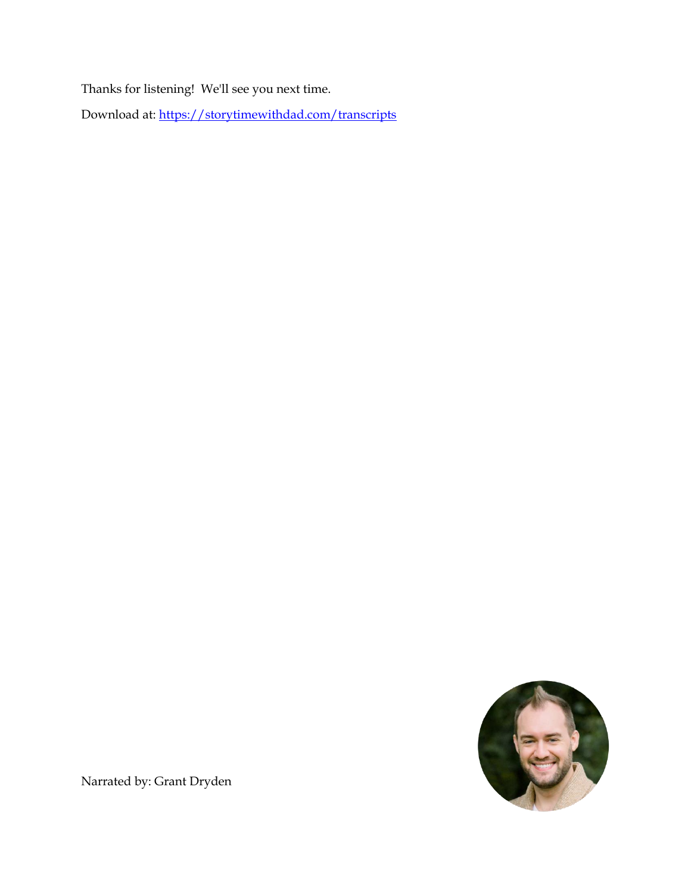Thanks for listening!  We'll see you next time.

Download at: [https://storytimewithdad.com/transcripts](https://storytimewithdad.com/transcripts)

Narrated by: Grant Dryden